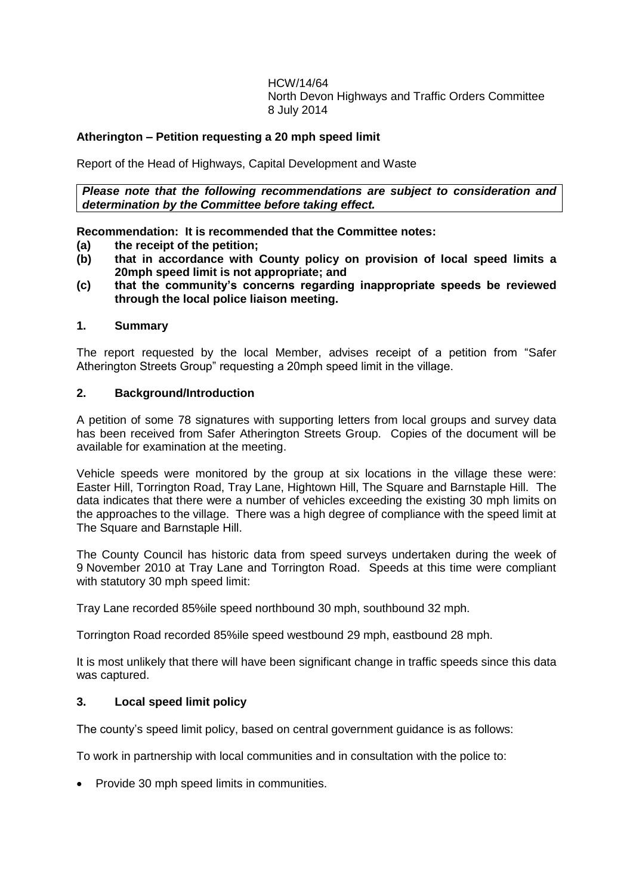HCW/14/64
North Devon Highways and Traffic Orders Committee
8 July 2014

**Atherington – Petition requesting a 20 mph speed limit**

Report of the Head of Highways, Capital Development and Waste

***Please note that the following recommendations are subject to consideration and determination by the Committee before taking effect.***

**Recommendation: It is recommended that the Committee notes:**

**(a) the receipt of the petition;**

**(b) that in accordance with County policy on provision of local speed limits a 20mph speed limit is not appropriate; and**

**(c) that the community's concerns regarding inappropriate speeds be reviewed through the local police liaison meeting.**

## 1. Summary

The report requested by the local Member, advises receipt of a petition from "Safer Atherington Streets Group" requesting a 20mph speed limit in the village.

## 2. Background/Introduction

A petition of some 78 signatures with supporting letters from local groups and survey data has been received from Safer Atherington Streets Group. Copies of the document will be available for examination at the meeting.

Vehicle speeds were monitored by the group at six locations in the village these were: Easter Hill, Torrington Road, Tray Lane, Hightown Hill, The Square and Barnstaple Hill. The data indicates that there were a number of vehicles exceeding the existing 30 mph limits on the approaches to the village. There was a high degree of compliance with the speed limit at The Square and Barnstaple Hill.

The County Council has historic data from speed surveys undertaken during the week of 9 November 2010 at Tray Lane and Torrington Road. Speeds at this time were compliant with statutory 30 mph speed limit:

Tray Lane recorded 85%ile speed northbound 30 mph, southbound 32 mph.

Torrington Road recorded 85%ile speed westbound 29 mph, eastbound 28 mph.

It is most unlikely that there will have been significant change in traffic speeds since this data was captured.

## 3. Local speed limit policy

The county's speed limit policy, based on central government guidance is as follows:

To work in partnership with local communities and in consultation with the police to:

- Provide 30 mph speed limits in communities.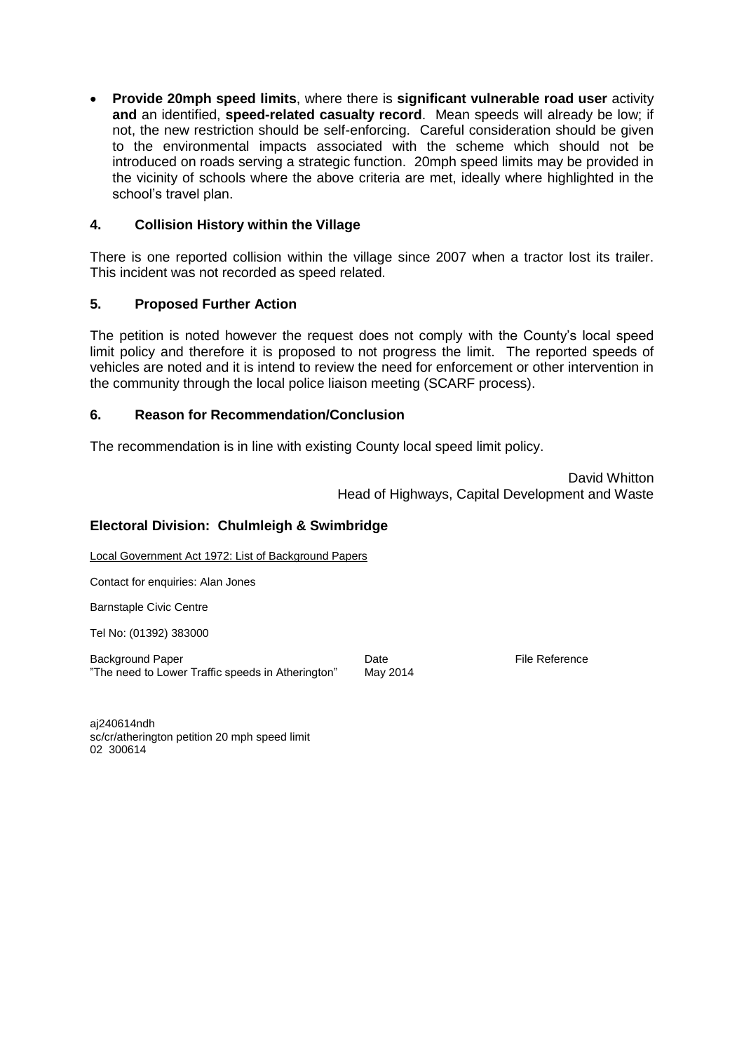- **Provide 20mph speed limits**, where there is **significant vulnerable road user** activity **and** an identified, **speed-related casualty record**. Mean speeds will already be low; if not, the new restriction should be self-enforcing. Careful consideration should be given to the environmental impacts associated with the scheme which should not be introduced on roads serving a strategic function. 20mph speed limits may be provided in the vicinity of schools where the above criteria are met, ideally where highlighted in the school's travel plan.

## 4. Collision History within the Village

There is one reported collision within the village since 2007 when a tractor lost its trailer. This incident was not recorded as speed related.

## 5. Proposed Further Action

The petition is noted however the request does not comply with the County's local speed limit policy and therefore it is proposed to not progress the limit. The reported speeds of vehicles are noted and it is intend to review the need for enforcement or other intervention in the community through the local police liaison meeting (SCARF process).

## 6. Reason for Recommendation/Conclusion

The recommendation is in line with existing County local speed limit policy.

David Whitton
Head of Highways, Capital Development and Waste

**Electoral Division: Chulmleigh & Swimbridge**

Local Government Act 1972: List of Background Papers

Contact for enquiries: Alan Jones

Barnstaple Civic Centre

Tel No: (01392) 383000

| Background Paper | Date | File Reference |
| --- | --- | --- |
| "The need to Lower Traffic speeds in Atherington" | May 2014 | |

aj240614ndh
sc/cr/atherington petition 20 mph speed limit
02 300614